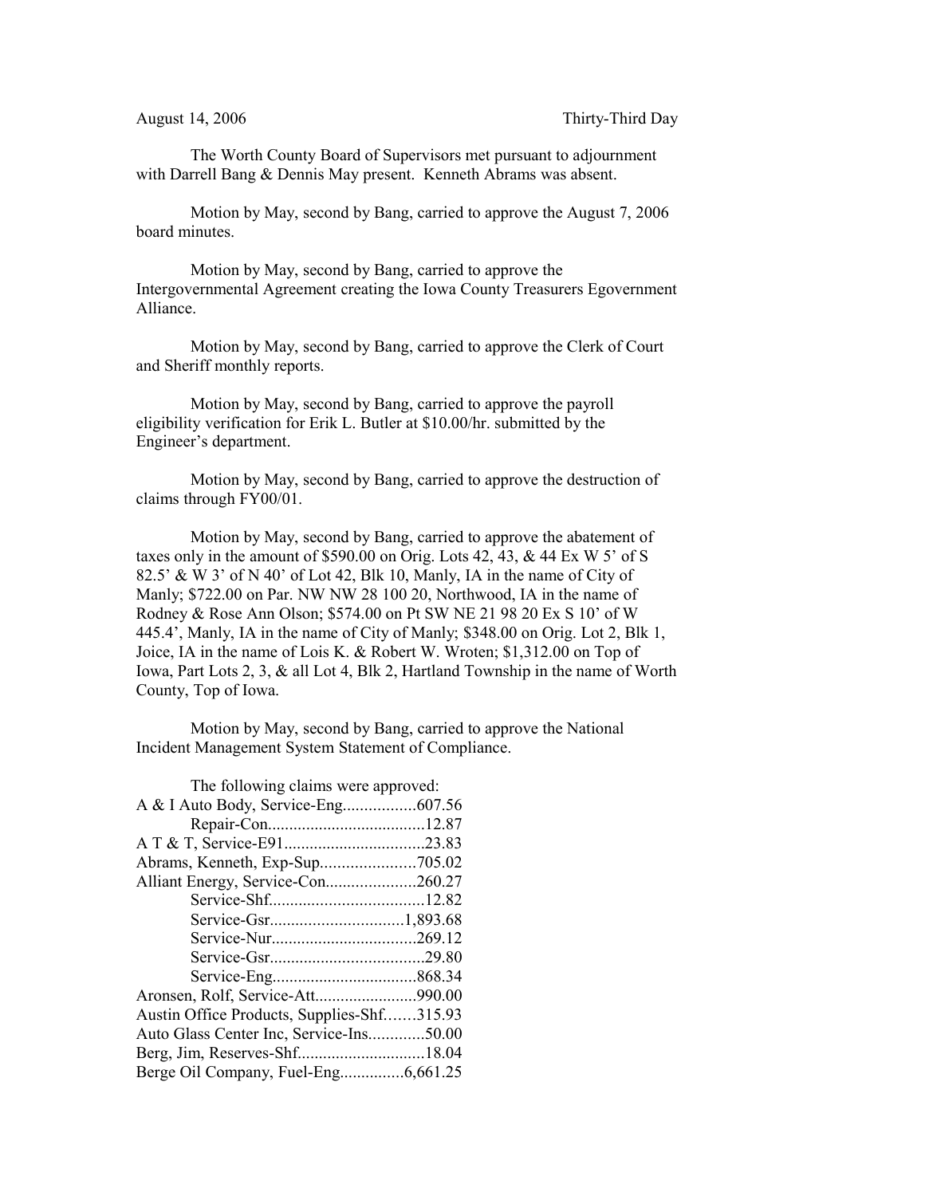August 14, 2006 Thirty-Third Day

The Worth County Board of Supervisors met pursuant to adjournment with Darrell Bang & Dennis May present. Kenneth Abrams was absent.

Motion by May, second by Bang, carried to approve the August 7, 2006 board minutes.

Motion by May, second by Bang, carried to approve the Intergovernmental Agreement creating the Iowa County Treasurers Egovernment Alliance.

Motion by May, second by Bang, carried to approve the Clerk of Court and Sheriff monthly reports.

Motion by May, second by Bang, carried to approve the payroll eligibility verification for Erik L. Butler at $10.00/hr. submitted by the Engineer's department.

Motion by May, second by Bang, carried to approve the destruction of claims through FY00/01.

Motion by May, second by Bang, carried to approve the abatement of taxes only in the amount of $590.00 on Orig. Lots 42, 43, & 44 Ex W 5' of S 82.5' & W 3' of N 40' of Lot 42, Blk 10, Manly, IA in the name of City of Manly; $722.00 on Par. NW NW 28 100 20, Northwood, IA in the name of Rodney & Rose Ann Olson; $574.00 on Pt SW NE 21 98 20 Ex S 10' of W 445.4', Manly, IA in the name of City of Manly; $348.00 on Orig. Lot 2, Blk 1, Joice, IA in the name of Lois K. & Robert W. Wroten; $1,312.00 on Top of Iowa, Part Lots 2, 3, & all Lot 4, Blk 2, Hartland Township in the name of Worth County, Top of Iowa.

Motion by May, second by Bang, carried to approve the National Incident Management System Statement of Compliance.

The following claims were approved:

A & I Auto Body, Service-Eng.................607.56
Repair-Con.....................................12.87
A T & T, Service-E91.................................23.83
Abrams, Kenneth, Exp-Sup......................705.02
Alliant Energy, Service-Con.....................260.27
Service-Shf....................................12.82
Service-Gsr...............................1,893.68
Service-Nur..................................269.12
Service-Gsr....................................29.80
Service-Eng..................................868.34
Aronsen, Rolf, Service-Att........................990.00
Austin Office Products, Supplies-Shf.......315.93
Auto Glass Center Inc, Service-Ins.............50.00
Berg, Jim, Reserves-Shf..............................18.04
Berge Oil Company, Fuel-Eng...............6,661.25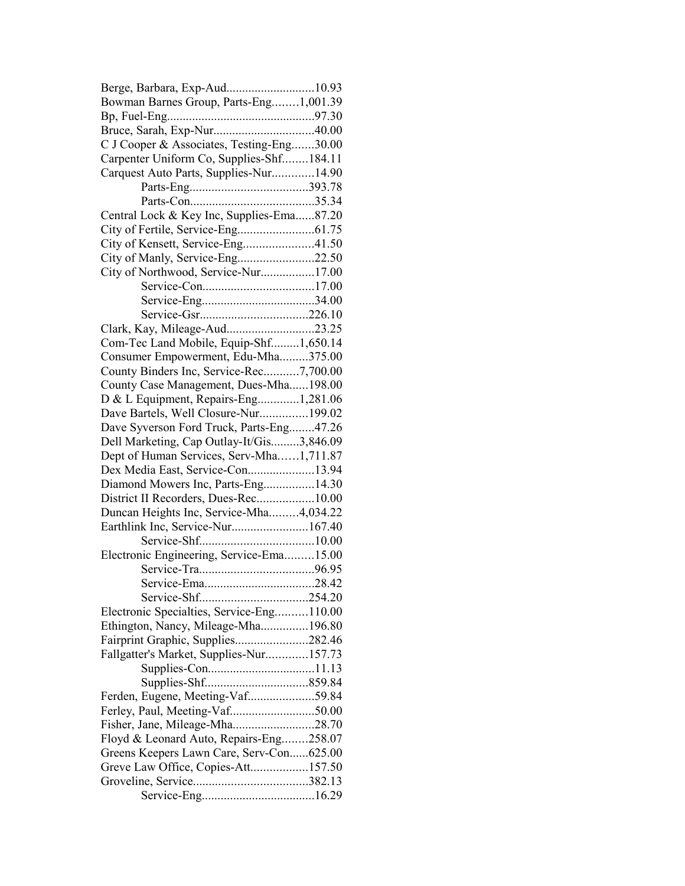Berge, Barbara, Exp-Aud............................10.93
Bowman Barnes Group, Parts-Eng........1,001.39
Bp, Fuel-Eng..............................................97.30
Bruce, Sarah, Exp-Nur................................40.00
C J Cooper & Associates, Testing-Eng.......30.00
Carpenter Uniform Co, Supplies-Shf........184.11
Carquest Auto Parts, Supplies-Nur.............14.90
Parts-Eng.....................................393.78
Parts-Con.......................................35.34
Central Lock & Key Inc, Supplies-Ema......87.20
City of Fertile, Service-Eng........................61.75
City of Kensett, Service-Eng......................41.50
City of Manly, Service-Eng........................22.50
City of Northwood, Service-Nur.................17.00
Service-Con...................................17.00
Service-Eng....................................34.00
Service-Gsr..................................226.10
Clark, Kay, Mileage-Aud............................23.25
Com-Tec Land Mobile, Equip-Shf.........1,650.14
Consumer Empowerment, Edu-Mha.........375.00
County Binders Inc, Service-Rec...........7,700.00
County Case Management, Dues-Mha......198.00
D & L Equipment, Repairs-Eng.............1,281.06
Dave Bartels, Well Closure-Nur...............199.02
Dave Syverson Ford Truck, Parts-Eng........47.26
Dell Marketing, Cap Outlay-It/Gis.........3,846.09
Dept of Human Services, Serv-Mha……1,711.87
Dex Media East, Service-Con.....................13.94
Diamond Mowers Inc, Parts-Eng................14.30
District II Recorders, Dues-Rec..................10.00
Duncan Heights Inc, Service-Mha.........4,034.22
Earthlink Inc, Service-Nur........................167.40
Service-Shf....................................10.00
Electronic Engineering, Service-Ema.........15.00
Service-Tra....................................96.95
Service-Ema..................................28.42
Service-Shf..................................254.20
Electronic Specialties, Service-Eng..........110.00
Ethington, Nancy, Mileage-Mha...............196.80
Fairprint Graphic, Supplies.......................282.46
Fallgatter's Market, Supplies-Nur.............157.73
Supplies-Con..................................11.13
Supplies-Shf.................................859.84
Ferden, Eugene, Meeting-Vaf.....................59.84
Ferley, Paul, Meeting-Vaf..........................50.00
Fisher, Jane, Mileage-Mha..........................28.70
Floyd & Leonard Auto, Repairs-Eng........258.07
Greens Keepers Lawn Care, Serv-Con......625.00
Greve Law Office, Copies-Att..................157.50
Groveline, Service....................................382.13
Service-Eng....................................16.29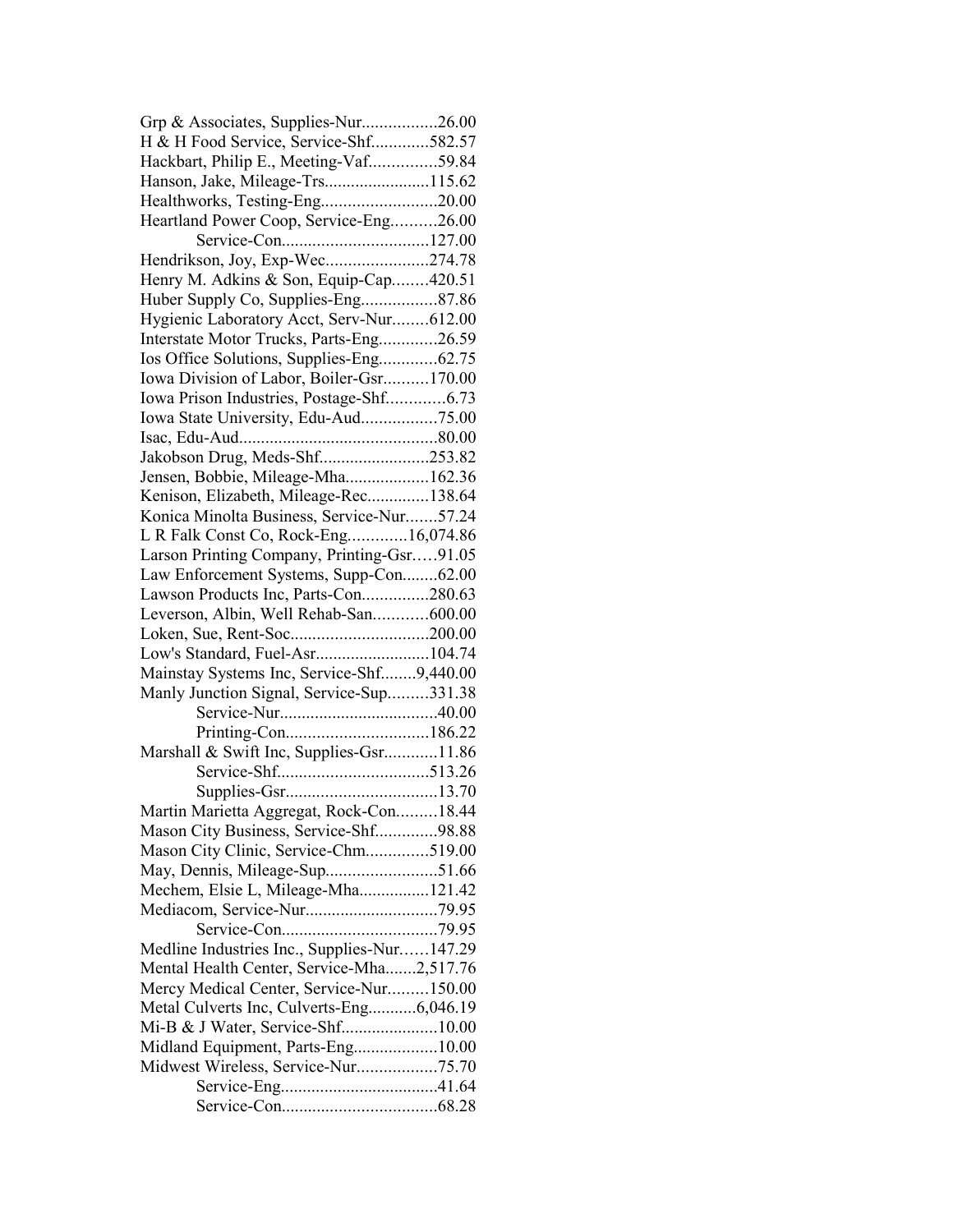Grp & Associates, Supplies-Nur.................26.00
H & H Food Service, Service-Shf.............582.57
Hackbart, Philip E., Meeting-Vaf...............59.84
Hanson, Jake, Mileage-Trs........................115.62
Healthworks, Testing-Eng..........................20.00
Heartland Power Coop, Service-Eng..........26.00
Service-Con.................................127.00
Hendrikson, Joy, Exp-Wec.......................274.78
Henry M. Adkins & Son, Equip-Cap........420.51
Huber Supply Co, Supplies-Eng.................87.86
Hygienic Laboratory Acct, Serv-Nur........612.00
Interstate Motor Trucks, Parts-Eng.............26.59
Ios Office Solutions, Supplies-Eng.............62.75
Iowa Division of Labor, Boiler-Gsr..........170.00
Iowa Prison Industries, Postage-Shf.............6.73
Iowa State University, Edu-Aud.................75.00
Isac, Edu-Aud.............................................80.00
Jakobson Drug, Meds-Shf.........................253.82
Jensen, Bobbie, Mileage-Mha...................162.36
Kenison, Elizabeth, Mileage-Rec..............138.64
Konica Minolta Business, Service-Nur.......57.24
L R Falk Const Co, Rock-Eng.............16,074.86
Larson Printing Company, Printing-Gsr.....91.05
Law Enforcement Systems, Supp-Con........62.00
Lawson Products Inc, Parts-Con...............280.63
Leverson, Albin, Well Rehab-San............600.00
Loken, Sue, Rent-Soc...............................200.00
Low's Standard, Fuel-Asr..........................104.74
Mainstay Systems Inc, Service-Shf........9,440.00
Manly Junction Signal, Service-Sup.........331.38
Service-Nur...................................40.00
Printing-Con................................186.22
Marshall & Swift Inc, Supplies-Gsr............11.86
Service-Shf..................................513.26
Supplies-Gsr..................................13.70
Martin Marietta Aggregat, Rock-Con.........18.44
Mason City Business, Service-Shf..............98.88
Mason City Clinic, Service-Chm..............519.00
May, Dennis, Mileage-Sup.........................51.66
Mechem, Elsie L, Mileage-Mha................121.42
Mediacom, Service-Nur.............................79.95
Service-Con...................................79.95
Medline Industries Inc., Supplies-Nur......147.29
Mental Health Center, Service-Mha.......2,517.76
Mercy Medical Center, Service-Nur.........150.00
Metal Culverts Inc, Culverts-Eng...........6,046.19
Mi-B & J Water, Service-Shf......................10.00
Midland Equipment, Parts-Eng...................10.00
Midwest Wireless, Service-Nur..................75.70
Service-Eng...................................41.64
Service-Con...................................68.28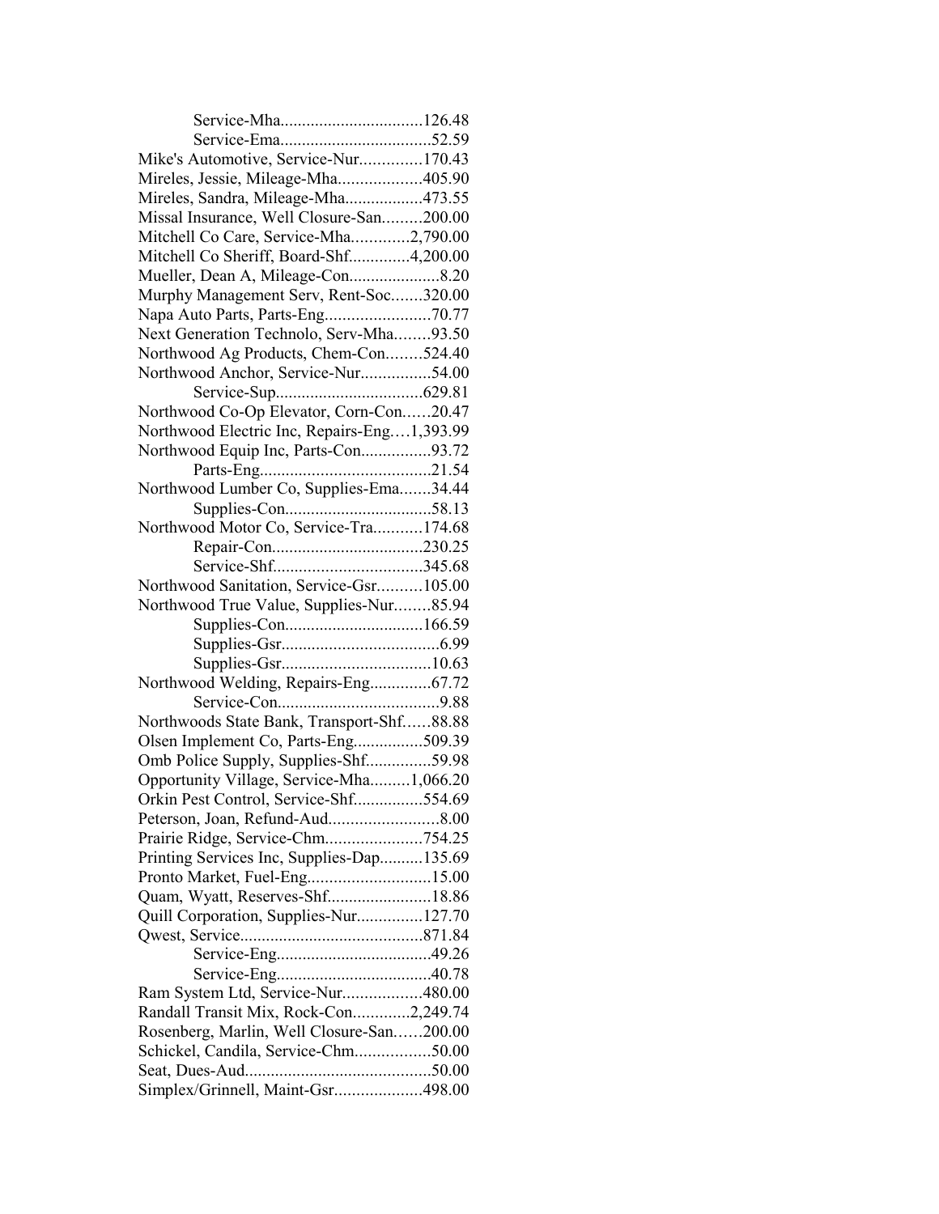Service-Mha.................................126.48
Service-Ema...................................52.59
Mike's Automotive, Service-Nur..............170.43
Mireles, Jessie, Mileage-Mha...................405.90
Mireles, Sandra, Mileage-Mha..................473.55
Missal Insurance, Well Closure-San.........200.00
Mitchell Co Care, Service-Mha.............2,790.00
Mitchell Co Sheriff, Board-Shf..............4,200.00
Mueller, Dean A, Mileage-Con.....................8.20
Murphy Management Serv, Rent-Soc.......320.00
Napa Auto Parts, Parts-Eng........................70.77
Next Generation Technolo, Serv-Mha........93.50
Northwood Ag Products, Chem-Con........524.40
Northwood Anchor, Service-Nur................54.00
Service-Sup.................................629.81
Northwood Co-Op Elevator, Corn-Con......20.47
Northwood Electric Inc, Repairs-Eng....1,393.99
Northwood Equip Inc, Parts-Con................93.72
Parts-Eng.......................................21.54
Northwood Lumber Co, Supplies-Ema.......34.44
Supplies-Con.................................58.13
Northwood Motor Co, Service-Tra...........174.68
Repair-Con..................................230.25
Service-Shf..................................345.68
Northwood Sanitation, Service-Gsr..........105.00
Northwood True Value, Supplies-Nur........85.94
Supplies-Con................................166.59
Supplies-Gsr....................................6.99
Supplies-Gsr..................................10.63
Northwood Welding, Repairs-Eng..............67.72
Service-Con.....................................9.88
Northwoods State Bank, Transport-Shf......88.88
Olsen Implement Co, Parts-Eng................509.39
Omb Police Supply, Supplies-Shf...............59.98
Opportunity Village, Service-Mha.........1,066.20
Orkin Pest Control, Service-Shf................554.69
Peterson, Joan, Refund-Aud.........................8.00
Prairie Ridge, Service-Chm......................754.25
Printing Services Inc, Supplies-Dap..........135.69
Pronto Market, Fuel-Eng............................15.00
Quam, Wyatt, Reserves-Shf........................18.86
Quill Corporation, Supplies-Nur...............127.70
Qwest, Service.........................................871.84
Service-Eng...................................49.26
Service-Eng...................................40.78
Ram System Ltd, Service-Nur..................480.00
Randall Transit Mix, Rock-Con.............2,249.74
Rosenberg, Marlin, Well Closure-San......200.00
Schickel, Candila, Service-Chm.................50.00
Seat, Dues-Aud...........................................50.00
Simplex/Grinnell, Maint-Gsr....................498.00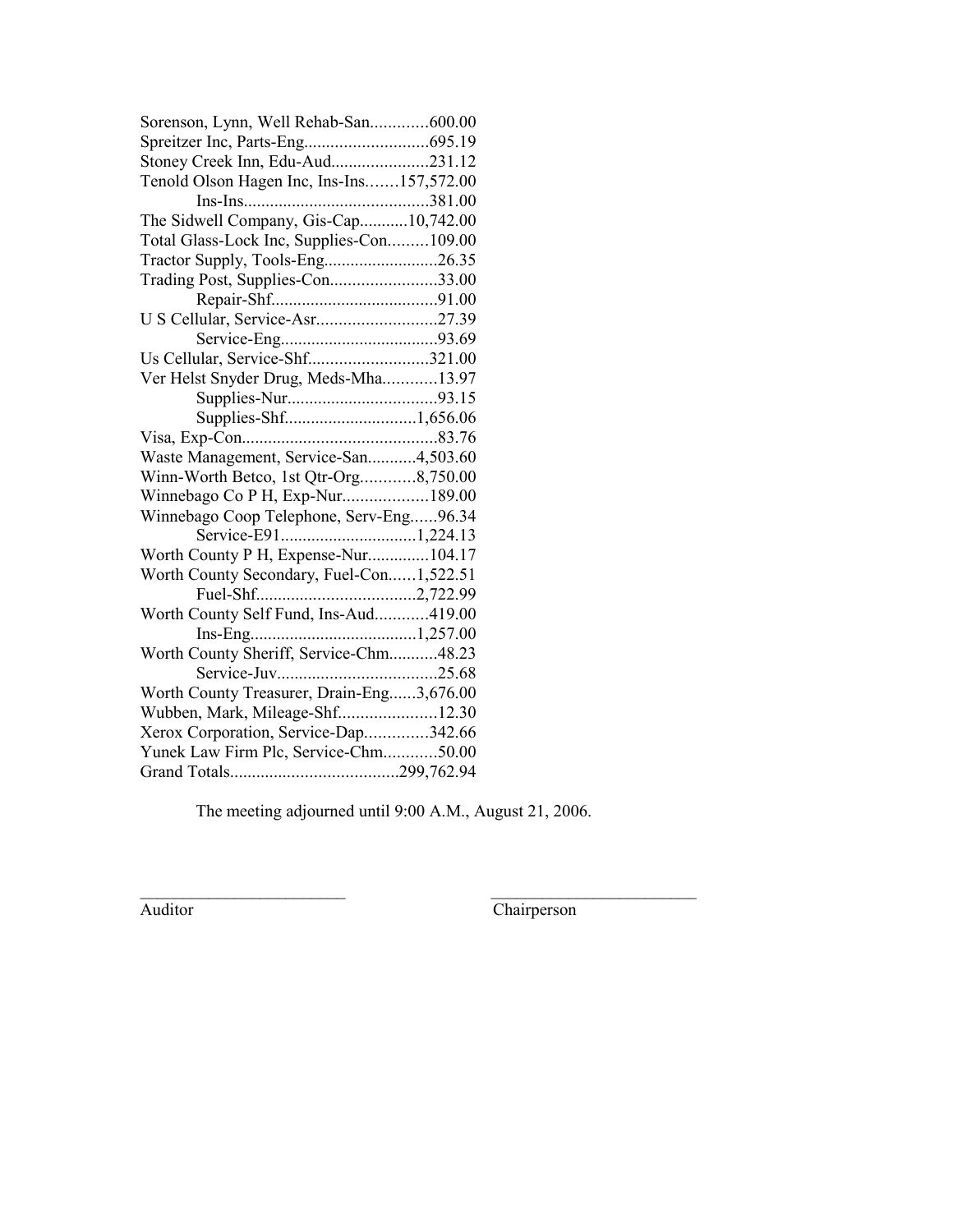Sorenson, Lynn, Well Rehab-San.............600.00
Spreitzer Inc, Parts-Eng...........................695.19
Stoney Creek Inn, Edu-Aud.....................231.12
Tenold Olson Hagen Inc, Ins-Ins.......157,572.00
Ins-Ins..........................................381.00
The Sidwell Company, Gis-Cap...........10,742.00
Total Glass-Lock Inc, Supplies-Con.........109.00
Tractor Supply, Tools-Eng..........................26.35
Trading Post, Supplies-Con........................33.00
Repair-Shf......................................91.00
U S Cellular, Service-Asr...........................27.39
Service-Eng...................................93.69
Us Cellular, Service-Shf...........................321.00
Ver Helst Snyder Drug, Meds-Mha............13.97
Supplies-Nur..................................93.15
Supplies-Shf.............................1,656.06
Visa, Exp-Con............................................83.76
Waste Management, Service-San...........4,503.60
Winn-Worth Betco, 1st Qtr-Org............8,750.00
Winnebago Co P H, Exp-Nur...................189.00
Winnebago Coop Telephone, Serv-Eng......96.34
Service-E91...............................1,224.13
Worth County P H, Expense-Nur..............104.17
Worth County Secondary, Fuel-Con......1,522.51
Fuel-Shf....................................2,722.99
Worth County Self Fund, Ins-Aud............419.00
Ins-Eng.....................................1,257.00
Worth County Sheriff, Service-Chm...........48.23
Service-Juv....................................25.68
Worth County Treasurer, Drain-Eng......3,676.00
Wubben, Mark, Mileage-Shf......................12.30
Xerox Corporation, Service-Dap..............342.66
Yunek Law Firm Plc, Service-Chm............50.00
Grand Totals......................................299,762.94

The meeting adjourned until 9:00 A.M., August 21, 2006.

\_\_\_\_\_\_\_\_\_\_\_\_\_\_\_\_\_\_\_\_\_\_\_\_\_ \_\_\_\_\_\_\_\_\_\_\_\_\_\_\_\_\_\_\_\_\_\_\_\_\_
Auditor Chairperson